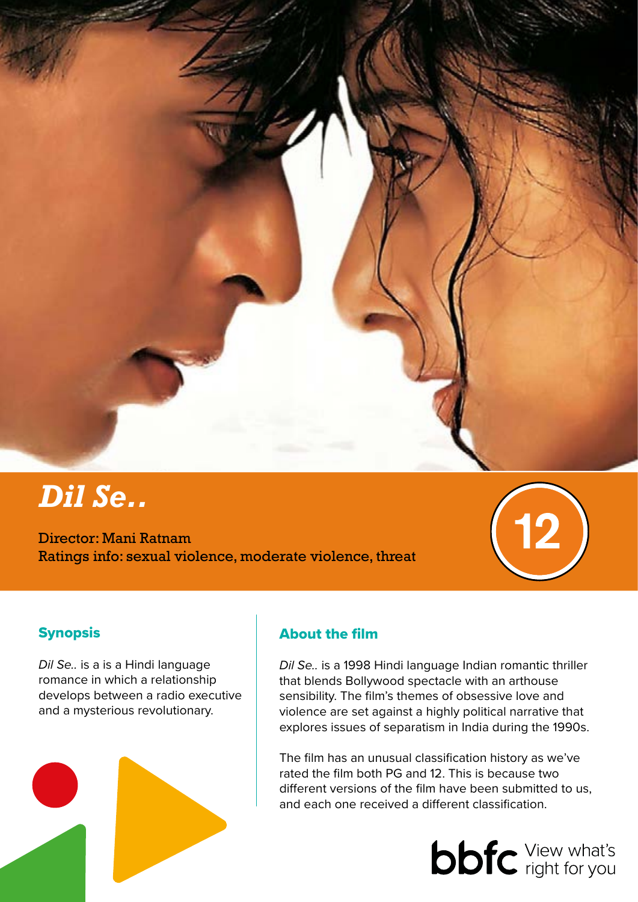# *Dil Se..*

Director: Mani Ratnam
Ratings info: sexual violence, moderate violence, threat

12

## Synopsis

*Dil Se..* is a is a Hindi language romance in which a relationship develops between a radio executive and a mysterious revolutionary.

## About the film

*Dil Se..* is a 1998 Hindi language Indian romantic thriller that blends Bollywood spectacle with an arthouse sensibility. The film's themes of obsessive love and violence are set against a highly political narrative that explores issues of separatism in India during the 1990s.

The film has an unusual classification history as we've rated the film both PG and 12. This is because two different versions of the film have been submitted to us, and each one received a different classification.

bbfc View what's right for you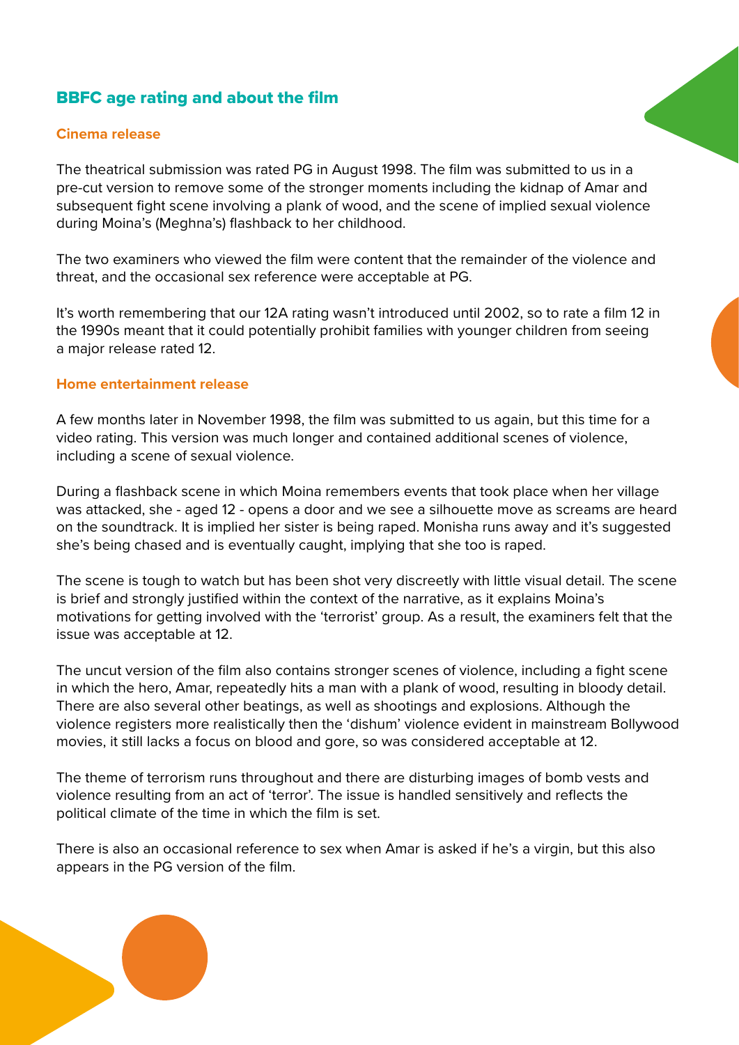## BBFC age rating and about the film

### Cinema release

The theatrical submission was rated PG in August 1998. The film was submitted to us in a pre-cut version to remove some of the stronger moments including the kidnap of Amar and subsequent fight scene involving a plank of wood, and the scene of implied sexual violence during Moina's (Meghna's) flashback to her childhood.

The two examiners who viewed the film were content that the remainder of the violence and threat, and the occasional sex reference were acceptable at PG.

It's worth remembering that our 12A rating wasn't introduced until 2002, so to rate a film 12 in the 1990s meant that it could potentially prohibit families with younger children from seeing a major release rated 12.

### Home entertainment release

A few months later in November 1998, the film was submitted to us again, but this time for a video rating. This version was much longer and contained additional scenes of violence, including a scene of sexual violence.

During a flashback scene in which Moina remembers events that took place when her village was attacked, she - aged 12 - opens a door and we see a silhouette move as screams are heard on the soundtrack. It is implied her sister is being raped. Monisha runs away and it's suggested she's being chased and is eventually caught, implying that she too is raped.

The scene is tough to watch but has been shot very discreetly with little visual detail. The scene is brief and strongly justified within the context of the narrative, as it explains Moina's motivations for getting involved with the 'terrorist' group. As a result, the examiners felt that the issue was acceptable at 12.

The uncut version of the film also contains stronger scenes of violence, including a fight scene in which the hero, Amar, repeatedly hits a man with a plank of wood, resulting in bloody detail. There are also several other beatings, as well as shootings and explosions. Although the violence registers more realistically then the 'dishum' violence evident in mainstream Bollywood movies, it still lacks a focus on blood and gore, so was considered acceptable at 12.

The theme of terrorism runs throughout and there are disturbing images of bomb vests and violence resulting from an act of 'terror'. The issue is handled sensitively and reflects the political climate of the time in which the film is set.

There is also an occasional reference to sex when Amar is asked if he's a virgin, but this also appears in the PG version of the film.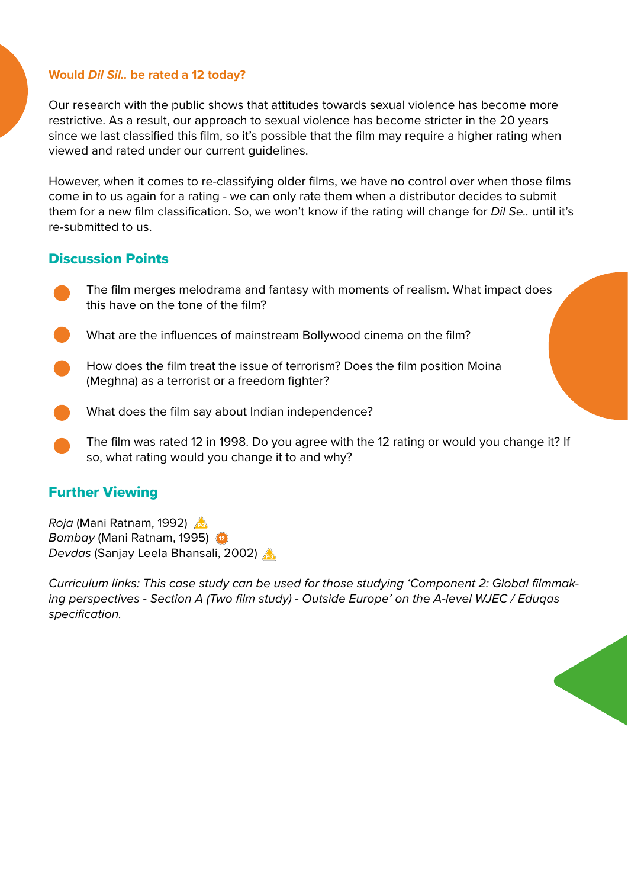**Would *Dil Sil..* be rated a 12 today?**

Our research with the public shows that attitudes towards sexual violence has become more restrictive. As a result, our approach to sexual violence has become stricter in the 20 years since we last classified this film, so it's possible that the film may require a higher rating when viewed and rated under our current guidelines.

However, when it comes to re-classifying older films, we have no control over when those films come in to us again for a rating - we can only rate them when a distributor decides to submit them for a new film classification. So, we won't know if the rating will change for *Dil Se..* until it's re-submitted to us.

## Discussion Points

- The film merges melodrama and fantasy with moments of realism. What impact does this have on the tone of the film?
- What are the influences of mainstream Bollywood cinema on the film?
- How does the film treat the issue of terrorism? Does the film position Moina (Meghna) as a terrorist or a freedom fighter?
- What does the film say about Indian independence?
- The film was rated 12 in 1998. Do you agree with the 12 rating or would you change it? If so, what rating would you change it to and why?

## Further Viewing

*Roja* (Mani Ratnam, 1992) PG
*Bombay* (Mani Ratnam, 1995) 12
*Devdas* (Sanjay Leela Bhansali, 2002) PG

*Curriculum links: This case study can be used for those studying 'Component 2: Global filmmaking perspectives - Section A (Two film study) - Outside Europe' on the A-level WJEC / Eduqas specification.*